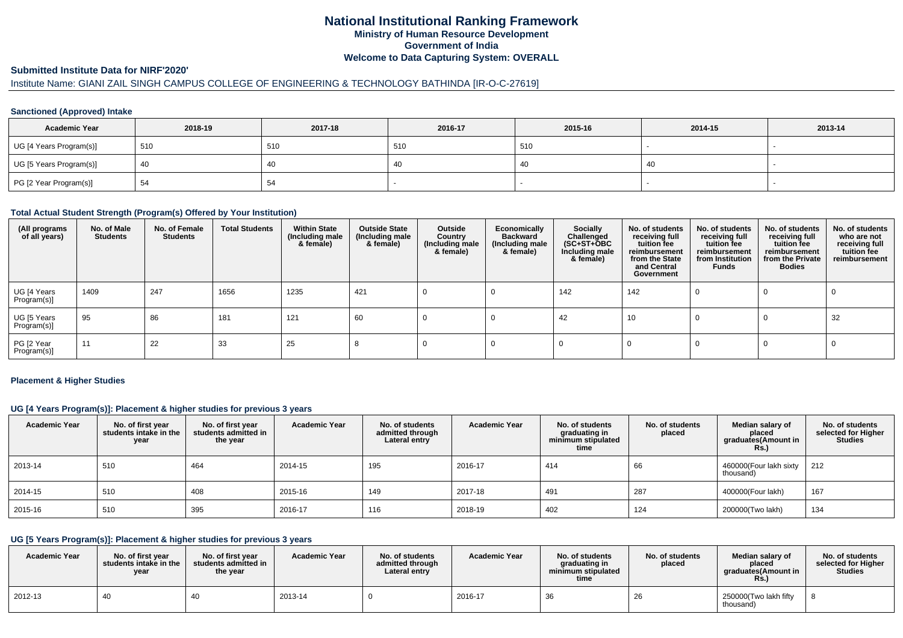# National Institutional Ranking Framework
## Ministry of Human Resource Development
## Government of India
## Welcome to Data Capturing System: OVERALL

### Submitted Institute Data for NIRF'2020'

Institute Name: GIANI ZAIL SINGH CAMPUS COLLEGE OF ENGINEERING & TECHNOLOGY BATHINDA [IR-O-C-27619]

#### Sanctioned (Approved) Intake

| Academic Year | 2018-19 | 2017-18 | 2016-17 | 2015-16 | 2014-15 | 2013-14 |
|---|---|---|---|---|---|---|
| UG [4 Years Program(s)] | 510 | 510 | 510 | 510 | - | - |
| UG [5 Years Program(s)] | 40 | 40 | 40 | 40 | 40 | - |
| PG [2 Year Program(s)] | 54 | 54 | - | - | - | - |

#### Total Actual Student Strength (Program(s) Offered by Your Institution)

| (All programs of all years) | No. of Male Students | No. of Female Students | Total Students | Within State (Including male & female) | Outside State (Including male & female) | Outside Country (Including male & female) | Economically Backward (Including male & female) | Socially Challenged (SC+ST+OBC Including male & female) | No. of students receiving full tuition fee reimbursement from the State and Central Government | No. of students receiving full tuition fee reimbursement from Institution Funds | No. of students receiving full tuition fee reimbursement from the Private Bodies | No. of students who are not receiving full tuition fee reimbursement |
|---|---|---|---|---|---|---|---|---|---|---|---|---|
| UG [4 Years Program(s)] | 1409 | 247 | 1656 | 1235 | 421 | 0 | 0 | 142 | 142 | 0 | 0 | 0 |
| UG [5 Years Program(s)] | 95 | 86 | 181 | 121 | 60 | 0 | 0 | 42 | 10 | 0 | 0 | 32 |
| PG [2 Year Program(s)] | 11 | 22 | 33 | 25 | 8 | 0 | 0 | 0 | 0 | 0 | 0 | 0 |

#### Placement & Higher Studies

#### UG [4 Years Program(s)]: Placement & higher studies for previous 3 years

| Academic Year | No. of first year students intake in the year | No. of first year students admitted in the year | Academic Year | No. of students admitted through Lateral entry | Academic Year | No. of students graduating in minimum stipulated time | No. of students placed | Median salary of placed graduates(Amount in Rs.) | No. of students selected for Higher Studies |
|---|---|---|---|---|---|---|---|---|---|
| 2013-14 | 510 | 464 | 2014-15 | 195 | 2016-17 | 414 | 66 | 460000(Four lakh sixty thousand) | 212 |
| 2014-15 | 510 | 408 | 2015-16 | 149 | 2017-18 | 491 | 287 | 400000(Four lakh) | 167 |
| 2015-16 | 510 | 395 | 2016-17 | 116 | 2018-19 | 402 | 124 | 200000(Two lakh) | 134 |

#### UG [5 Years Program(s)]: Placement & higher studies for previous 3 years

| Academic Year | No. of first year students intake in the year | No. of first year students admitted in the year | Academic Year | No. of students admitted through Lateral entry | Academic Year | No. of students graduating in minimum stipulated time | No. of students placed | Median salary of placed graduates(Amount in Rs.) | No. of students selected for Higher Studies |
|---|---|---|---|---|---|---|---|---|---|
| 2012-13 | 40 | 40 | 2013-14 | 0 | 2016-17 | 36 | 26 | 250000(Two lakh fifty thousand) | 8 |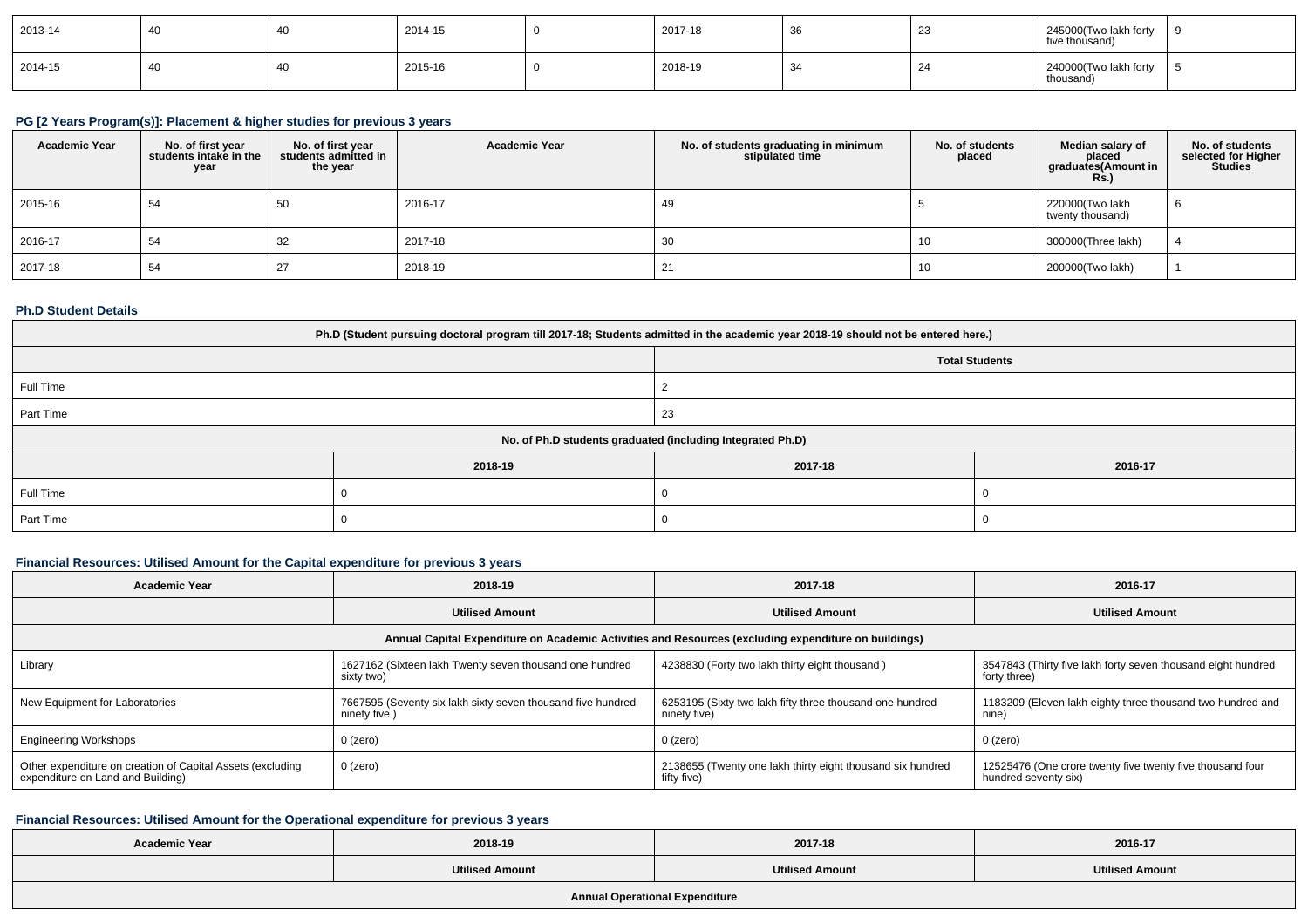| 2013-14 | 40 | 40 | 2014-15 | 0 | 2017-18 | 36 | 23 | 245000(Two lakh forty five thousand) | 9 |
|---|---|---|---|---|---|---|---|---|---|
| 2014-15 | 40 | 40 | 2015-16 | 0 | 2018-19 | 34 | 24 | 240000(Two lakh forty thousand) | 5 |

### PG [2 Years Program(s)]: Placement & higher studies for previous 3 years

| Academic Year | No. of first year students intake in the year | No. of first year students admitted in the year | Academic Year | No. of students graduating in minimum stipulated time | No. of students placed | Median salary of placed graduates(Amount in Rs.) | No. of students selected for Higher Studies |
|---|---|---|---|---|---|---|---|
| 2015-16 | 54 | 50 | 2016-17 | 49 | 5 | 220000(Two lakh twenty thousand) | 6 |
| 2016-17 | 54 | 32 | 2017-18 | 30 | 10 | 300000(Three lakh) | 4 |
| 2017-18 | 54 | 27 | 2018-19 | 21 | 10 | 200000(Two lakh) | 1 |

### Ph.D Student Details

| Ph.D (Student pursuing doctoral program till 2017-18; Students admitted in the academic year 2018-19 should not be entered here.) | | | |
|---|---|---|---|
| | Total Students | | |
| Full Time | 2 | | |
| Part Time | 23 | | |
| No. of Ph.D students graduated (including Integrated Ph.D) | | | |
| | 2018-19 | 2017-18 | 2016-17 |
| Full Time | 0 | 0 | 0 |
| Part Time | 0 | 0 | 0 |

### Financial Resources: Utilised Amount for the Capital expenditure for previous 3 years

| Academic Year | 2018-19 | 2017-18 | 2016-17 |
|---|---|---|---|
| | Utilised Amount | Utilised Amount | Utilised Amount |
| Annual Capital Expenditure on Academic Activities and Resources (excluding expenditure on buildings) | | | |
| Library | 1627162 (Sixteen lakh Twenty seven thousand one hundred sixty two) | 4238830 (Forty two lakh thirty eight thousand ) | 3547843 (Thirty five lakh forty seven thousand eight hundred forty three) |
| New Equipment for Laboratories | 7667595 (Seventy six lakh sixty seven thousand five hundred ninety five ) | 6253195 (Sixty two lakh fifty three thousand one hundred ninety five) | 1183209 (Eleven lakh eighty three thousand two hundred and nine) |
| Engineering Workshops | 0 (zero) | 0 (zero) | 0 (zero) |
| Other expenditure on creation of Capital Assets (excluding expenditure on Land and Building) | 0 (zero) | 2138655 (Twenty one lakh thirty eight thousand six hundred fifty five) | 12525476 (One crore twenty five twenty five thousand four hundred seventy six) |

### Financial Resources: Utilised Amount for the Operational expenditure for previous 3 years

| Academic Year | 2018-19 | 2017-18 | 2016-17 |
|---|---|---|---|
| | Utilised Amount | Utilised Amount | Utilised Amount |
| Annual Operational Expenditure | | | |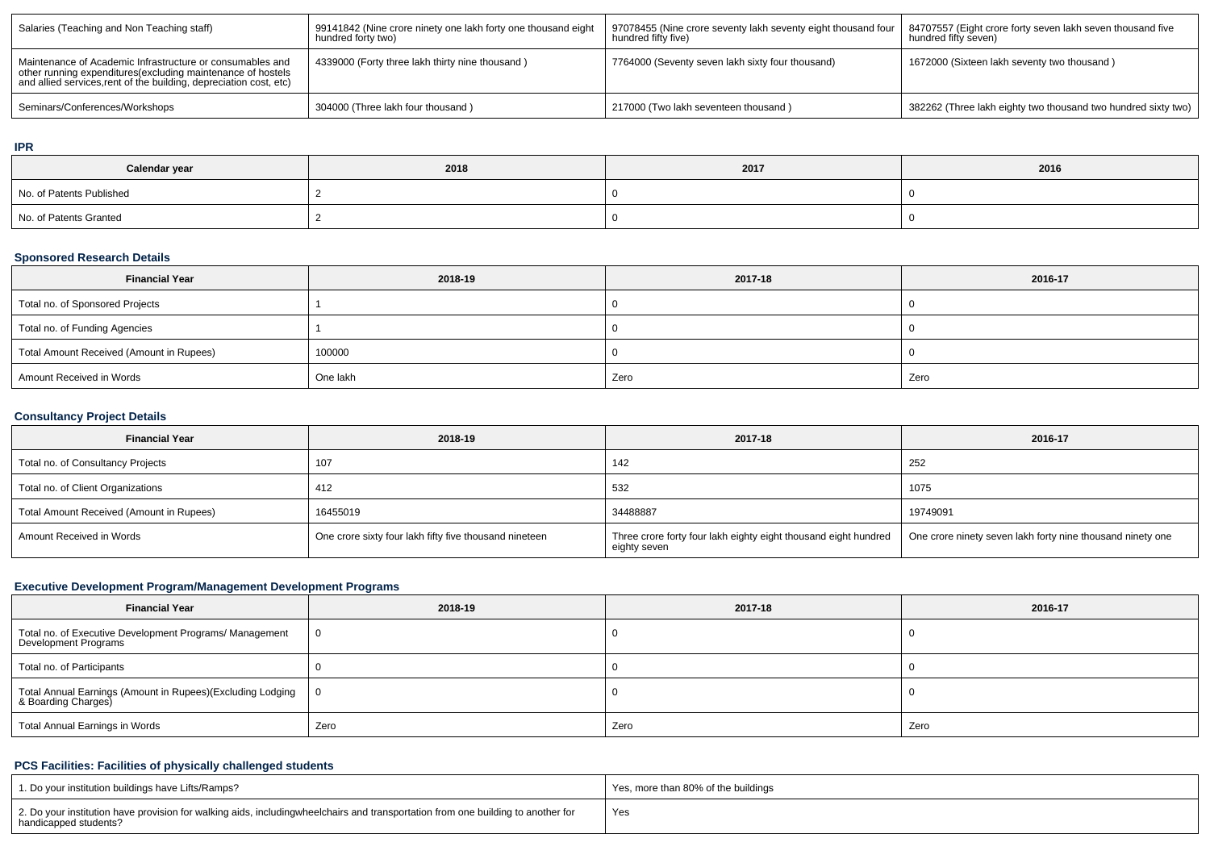| Salaries (Teaching and Non Teaching staff) | 99141842 (Nine crore ninety one lakh forty one thousand eight hundred forty two) | 97078455 (Nine crore seventy lakh seventy eight thousand four hundred fifty five) | 84707557 (Eight crore forty seven lakh seven thousand five hundred fifty seven) |
|---|---|---|---|
| Maintenance of Academic Infrastructure or consumables and other running expenditures(excluding maintenance of hostels and allied services,rent of the building, depreciation cost, etc) | 4339000 (Forty three lakh thirty nine thousand ) | 7764000 (Seventy seven lakh sixty four thousand) | 1672000 (Sixteen lakh seventy two thousand ) |
| Seminars/Conferences/Workshops | 304000 (Three lakh four thousand ) | 217000 (Two lakh seventeen thousand ) | 382262 (Three lakh eighty two thousand two hundred sixty two) |

### IPR

| Calendar year | 2018 | 2017 | 2016 |
|---|---|---|---|
| No. of Patents Published | 2 | 0 | 0 |
| No. of Patents Granted | 2 | 0 | 0 |

### Sponsored Research Details

| Financial Year | 2018-19 | 2017-18 | 2016-17 |
|---|---|---|---|
| Total no. of Sponsored Projects | 1 | 0 | 0 |
| Total no. of Funding Agencies | 1 | 0 | 0 |
| Total Amount Received (Amount in Rupees) | 100000 | 0 | 0 |
| Amount Received in Words | One lakh | Zero | Zero |

### Consultancy Project Details

| Financial Year | 2018-19 | 2017-18 | 2016-17 |
|---|---|---|---|
| Total no. of Consultancy Projects | 107 | 142 | 252 |
| Total no. of Client Organizations | 412 | 532 | 1075 |
| Total Amount Received (Amount in Rupees) | 16455019 | 34488887 | 19749091 |
| Amount Received in Words | One crore sixty four lakh fifty five thousand nineteen | Three crore forty four lakh eighty eight thousand eight hundred eighty seven | One crore ninety seven lakh forty nine thousand ninety one |

### Executive Development Program/Management Development Programs

| Financial Year | 2018-19 | 2017-18 | 2016-17 |
|---|---|---|---|
| Total no. of Executive Development Programs/ Management Development Programs | 0 | 0 | 0 |
| Total no. of Participants | 0 | 0 | 0 |
| Total Annual Earnings (Amount in Rupees)(Excluding Lodging & Boarding Charges) | 0 | 0 | 0 |
| Total Annual Earnings in Words | Zero | Zero | Zero |

### PCS Facilities: Facilities of physically challenged students

| | |
|---|---|
| 1. Do your institution buildings have Lifts/Ramps? | Yes, more than 80% of the buildings |
| 2. Do your institution have provision for walking aids, includingwheelchairs and transportation from one building to another for handicapped students? | Yes |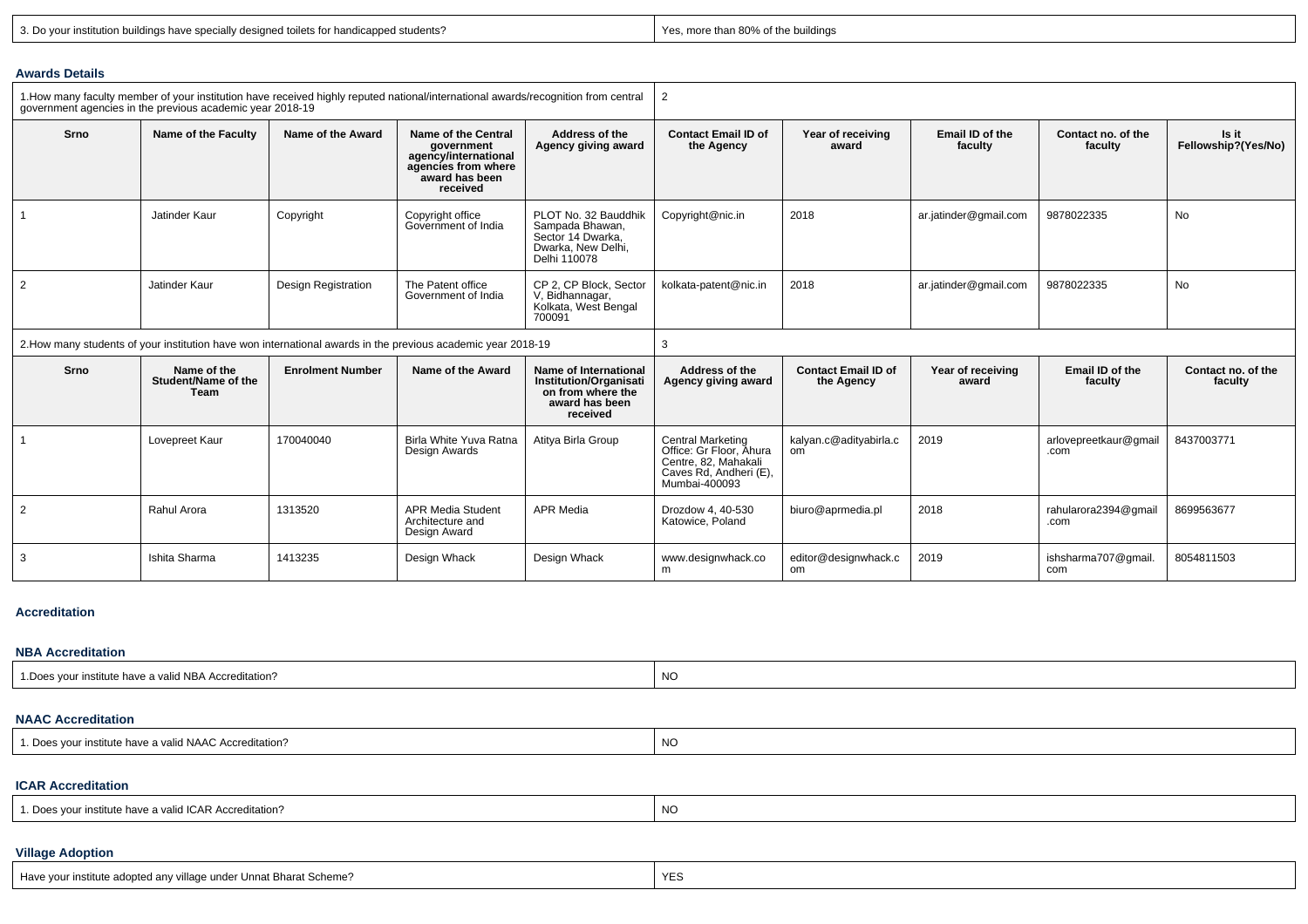| 3. Do your institution buildings have specially designed toilets for handicapped students? | Yes, more than 80% of the buildings |
|---|---|

### Awards Details

| 1.How many faculty member of your institution have received highly reputed national/international awards/recognition from central government agencies in the previous academic year 2018-19 | 2 |
|---|---|

| Srno | Name of the Faculty | Name of the Award | Name of the Central government agency/international agencies from where award has been received | Address of the Agency giving award | Contact Email ID of the Agency | Year of receiving award | Email ID of the faculty | Contact no. of the faculty | Is it Fellowship?(Yes/No) |
|---|---|---|---|---|---|---|---|---|---|
| 1 | Jatinder Kaur | Copyright | Copyright office Government of India | PLOT No. 32 Bauddhik Sampada Bhawan, Sector 14 Dwarka, Dwarka, New Delhi, Delhi 110078 | Copyright@nic.in | 2018 | ar.jatinder@gmail.com | 9878022335 | No |
| 2 | Jatinder Kaur | Design Registration | The Patent office Government of India | CP 2, CP Block, Sector V, Bidhannagar, Kolkata, West Bengal 700091 | kolkata-patent@nic.in | 2018 | ar.jatinder@gmail.com | 9878022335 | No |

| 2.How many students of your institution have won international awards in the previous academic year 2018-19 | 3 |
|---|---|

| Srno | Name of the Student/Name of the Team | Enrolment Number | Name of the Award | Name of International Institution/Organisation from where the award has been received | Address of the Agency giving award | Contact Email ID of the Agency | Year of receiving award | Email ID of the faculty | Contact no. of the faculty |
|---|---|---|---|---|---|---|---|---|---|
| 1 | Lovepreet Kaur | 170040040 | Birla White Yuva Ratna Design Awards | Atitya Birla Group | Central Marketing Office: Gr Floor, Ahura Centre, 82, Mahakali Caves Rd, Andheri (E), Mumbai-400093 | kalyan.c@adityabirla.com | 2019 | arlovepreetkaur@gmail.com | 8437003771 |
| 2 | Rahul Arora | 1313520 | APR Media Student Architecture and Design Award | APR Media | Drozdow 4, 40-530 Katowice, Poland | biuro@aprmedia.pl | 2018 | rahularora2394@gmail.com | 8699563677 |
| 3 | Ishita Sharma | 1413235 | Design Whack | Design Whack | www.designwhack.com | editor@designwhack.com | 2019 | ishsharma707@gmail.com | 8054811503 |

### Accreditation

#### NBA Accreditation

| 1.Does your institute have a valid NBA Accreditation? | NO |
|---|---|

#### NAAC Accreditation

| 1. Does your institute have a valid NAAC Accreditation? | NO |
|---|---|

#### ICAR Accreditation

| 1. Does your institute have a valid ICAR Accreditation? | NO |
|---|---|

### Village Adoption

| Have your institute adopted any village under Unnat Bharat Scheme? | YES |
|---|---|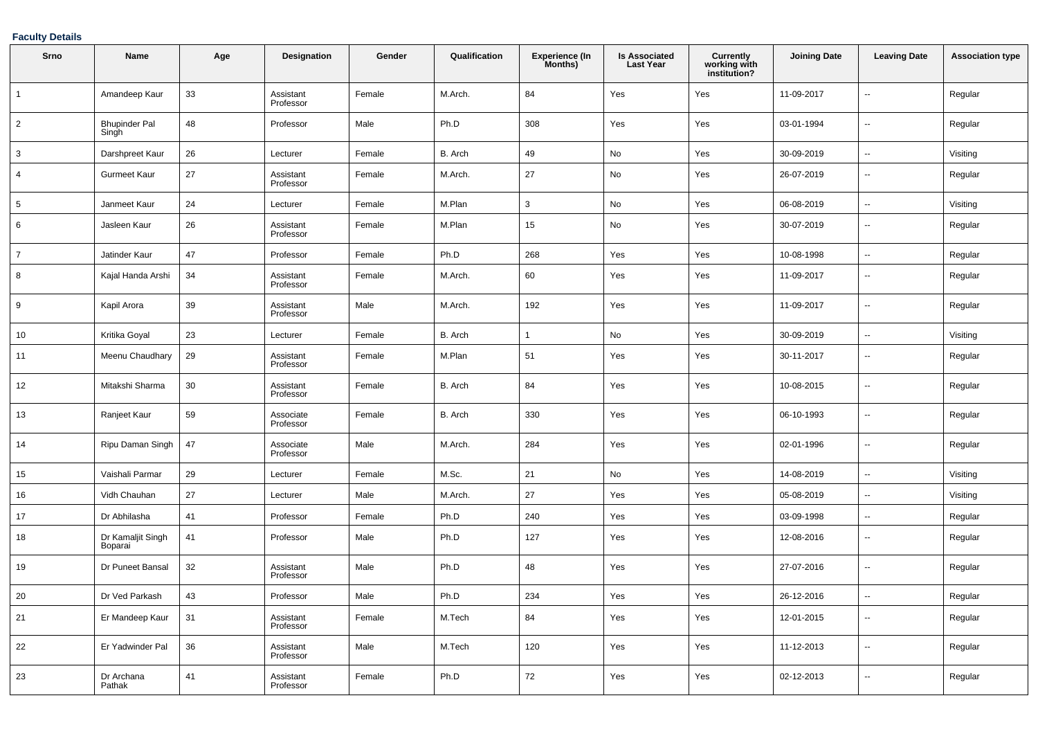**Faculty Details**

| Srno | Name | Age | Designation | Gender | Qualification | Experience (In Months) | Is Associated Last Year | Currently working with institution? | Joining Date | Leaving Date | Association type |
|---|---|---|---|---|---|---|---|---|---|---|---|
| 1 | Amandeep Kaur | 33 | Assistant Professor | Female | M.Arch. | 84 | Yes | Yes | 11-09-2017 | -- | Regular |
| 2 | Bhupinder Pal Singh | 48 | Professor | Male | Ph.D | 308 | Yes | Yes | 03-01-1994 | -- | Regular |
| 3 | Darshpreet Kaur | 26 | Lecturer | Female | B. Arch | 49 | No | Yes | 30-09-2019 | -- | Visiting |
| 4 | Gurmeet Kaur | 27 | Assistant Professor | Female | M.Arch. | 27 | No | Yes | 26-07-2019 | -- | Regular |
| 5 | Janmeet Kaur | 24 | Lecturer | Female | M.Plan | 3 | No | Yes | 06-08-2019 | -- | Visiting |
| 6 | Jasleen Kaur | 26 | Assistant Professor | Female | M.Plan | 15 | No | Yes | 30-07-2019 | -- | Regular |
| 7 | Jatinder Kaur | 47 | Professor | Female | Ph.D | 268 | Yes | Yes | 10-08-1998 | -- | Regular |
| 8 | Kajal Handa Arshi | 34 | Assistant Professor | Female | M.Arch. | 60 | Yes | Yes | 11-09-2017 | -- | Regular |
| 9 | Kapil Arora | 39 | Assistant Professor | Male | M.Arch. | 192 | Yes | Yes | 11-09-2017 | -- | Regular |
| 10 | Kritika Goyal | 23 | Lecturer | Female | B. Arch | 1 | No | Yes | 30-09-2019 | -- | Visiting |
| 11 | Meenu Chaudhary | 29 | Assistant Professor | Female | M.Plan | 51 | Yes | Yes | 30-11-2017 | -- | Regular |
| 12 | Mitakshi Sharma | 30 | Assistant Professor | Female | B. Arch | 84 | Yes | Yes | 10-08-2015 | -- | Regular |
| 13 | Ranjeet Kaur | 59 | Associate Professor | Female | B. Arch | 330 | Yes | Yes | 06-10-1993 | -- | Regular |
| 14 | Ripu Daman Singh | 47 | Associate Professor | Male | M.Arch. | 284 | Yes | Yes | 02-01-1996 | -- | Regular |
| 15 | Vaishali Parmar | 29 | Lecturer | Female | M.Sc. | 21 | No | Yes | 14-08-2019 | -- | Visiting |
| 16 | Vidh Chauhan | 27 | Lecturer | Male | M.Arch. | 27 | Yes | Yes | 05-08-2019 | -- | Visiting |
| 17 | Dr Abhilasha | 41 | Professor | Female | Ph.D | 240 | Yes | Yes | 03-09-1998 | -- | Regular |
| 18 | Dr Kamaljit Singh Boparai | 41 | Professor | Male | Ph.D | 127 | Yes | Yes | 12-08-2016 | -- | Regular |
| 19 | Dr Puneet Bansal | 32 | Assistant Professor | Male | Ph.D | 48 | Yes | Yes | 27-07-2016 | -- | Regular |
| 20 | Dr Ved Parkash | 43 | Professor | Male | Ph.D | 234 | Yes | Yes | 26-12-2016 | -- | Regular |
| 21 | Er Mandeep Kaur | 31 | Assistant Professor | Female | M.Tech | 84 | Yes | Yes | 12-01-2015 | -- | Regular |
| 22 | Er Yadwinder Pal | 36 | Assistant Professor | Male | M.Tech | 120 | Yes | Yes | 11-12-2013 | -- | Regular |
| 23 | Dr Archana Pathak | 41 | Assistant Professor | Female | Ph.D | 72 | Yes | Yes | 02-12-2013 | -- | Regular |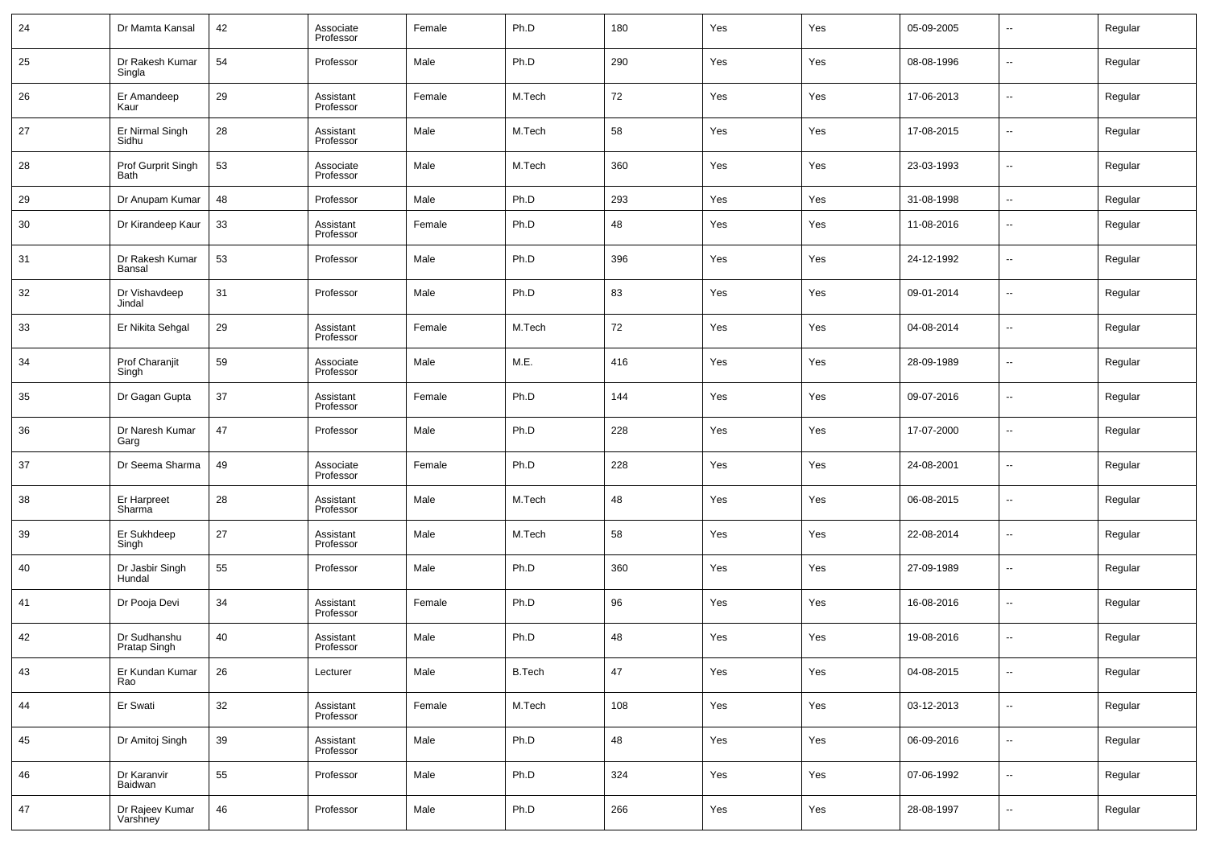| 24 | Dr Mamta Kansal | 42 | Associate Professor | Female | Ph.D | 180 | Yes | Yes | 05-09-2005 | -- | Regular |
|---|---|---|---|---|---|---|---|---|---|---|---|
| 25 | Dr Rakesh Kumar Singla | 54 | Professor | Male | Ph.D | 290 | Yes | Yes | 08-08-1996 | -- | Regular |
| 26 | Er Amandeep Kaur | 29 | Assistant Professor | Female | M.Tech | 72 | Yes | Yes | 17-06-2013 | -- | Regular |
| 27 | Er Nirmal Singh Sidhu | 28 | Assistant Professor | Male | M.Tech | 58 | Yes | Yes | 17-08-2015 | -- | Regular |
| 28 | Prof Gurprit Singh Bath | 53 | Associate Professor | Male | M.Tech | 360 | Yes | Yes | 23-03-1993 | -- | Regular |
| 29 | Dr Anupam Kumar | 48 | Professor | Male | Ph.D | 293 | Yes | Yes | 31-08-1998 | -- | Regular |
| 30 | Dr Kirandeep Kaur | 33 | Assistant Professor | Female | Ph.D | 48 | Yes | Yes | 11-08-2016 | -- | Regular |
| 31 | Dr Rakesh Kumar Bansal | 53 | Professor | Male | Ph.D | 396 | Yes | Yes | 24-12-1992 | -- | Regular |
| 32 | Dr Vishavdeep Jindal | 31 | Professor | Male | Ph.D | 83 | Yes | Yes | 09-01-2014 | -- | Regular |
| 33 | Er Nikita Sehgal | 29 | Assistant Professor | Female | M.Tech | 72 | Yes | Yes | 04-08-2014 | -- | Regular |
| 34 | Prof Charanjit Singh | 59 | Associate Professor | Male | M.E. | 416 | Yes | Yes | 28-09-1989 | -- | Regular |
| 35 | Dr Gagan Gupta | 37 | Assistant Professor | Female | Ph.D | 144 | Yes | Yes | 09-07-2016 | -- | Regular |
| 36 | Dr Naresh Kumar Garg | 47 | Professor | Male | Ph.D | 228 | Yes | Yes | 17-07-2000 | -- | Regular |
| 37 | Dr Seema Sharma | 49 | Associate Professor | Female | Ph.D | 228 | Yes | Yes | 24-08-2001 | -- | Regular |
| 38 | Er Harpreet Sharma | 28 | Assistant Professor | Male | M.Tech | 48 | Yes | Yes | 06-08-2015 | -- | Regular |
| 39 | Er Sukhdeep Singh | 27 | Assistant Professor | Male | M.Tech | 58 | Yes | Yes | 22-08-2014 | -- | Regular |
| 40 | Dr Jasbir Singh Hundal | 55 | Professor | Male | Ph.D | 360 | Yes | Yes | 27-09-1989 | -- | Regular |
| 41 | Dr Pooja Devi | 34 | Assistant Professor | Female | Ph.D | 96 | Yes | Yes | 16-08-2016 | -- | Regular |
| 42 | Dr Sudhanshu Pratap Singh | 40 | Assistant Professor | Male | Ph.D | 48 | Yes | Yes | 19-08-2016 | -- | Regular |
| 43 | Er Kundan Kumar Rao | 26 | Lecturer | Male | B.Tech | 47 | Yes | Yes | 04-08-2015 | -- | Regular |
| 44 | Er Swati | 32 | Assistant Professor | Female | M.Tech | 108 | Yes | Yes | 03-12-2013 | -- | Regular |
| 45 | Dr Amitoj Singh | 39 | Assistant Professor | Male | Ph.D | 48 | Yes | Yes | 06-09-2016 | -- | Regular |
| 46 | Dr Karanvir Baidwan | 55 | Professor | Male | Ph.D | 324 | Yes | Yes | 07-06-1992 | -- | Regular |
| 47 | Dr Rajeev Kumar Varshney | 46 | Professor | Male | Ph.D | 266 | Yes | Yes | 28-08-1997 | -- | Regular |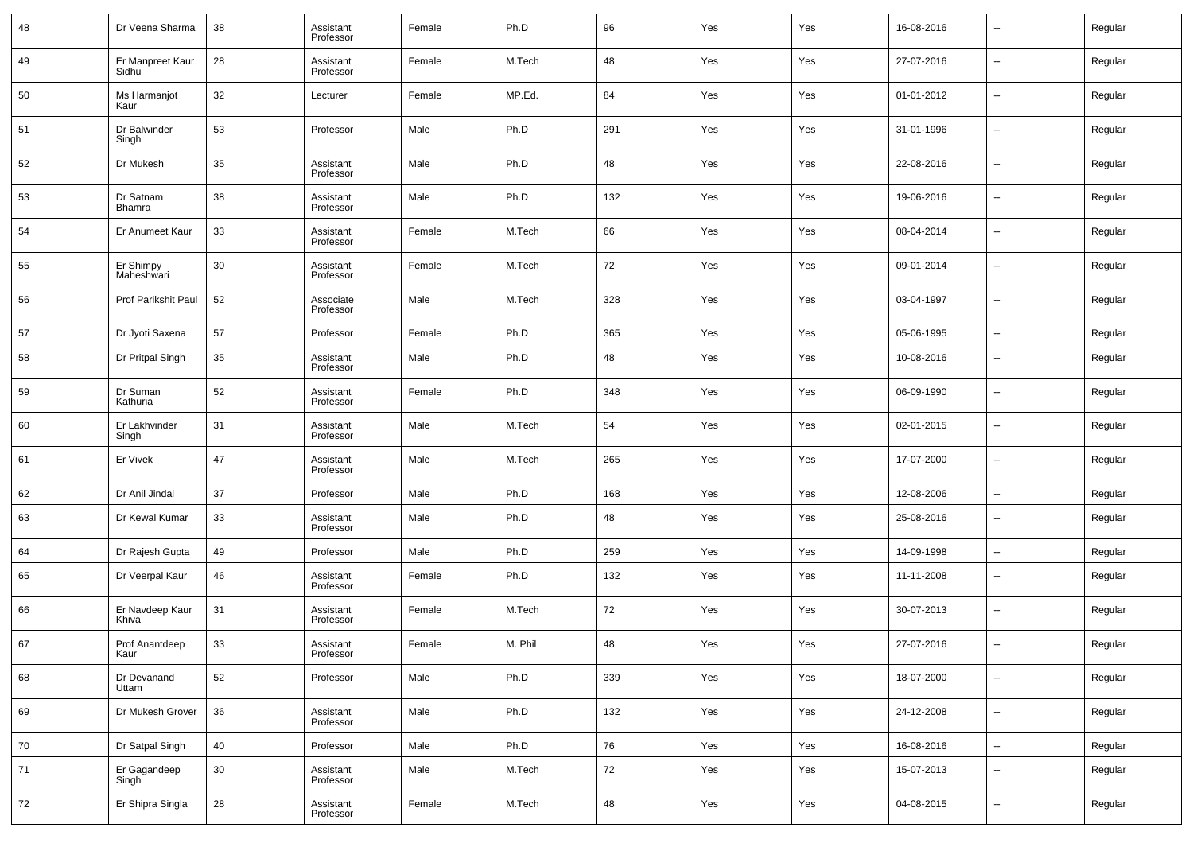| 48 | Dr Veena Sharma | 38 | Assistant Professor | Female | Ph.D | 96 | Yes | Yes | 16-08-2016 | -- | Regular |
|---|---|---|---|---|---|---|---|---|---|---|---|
| 49 | Er Manpreet Kaur Sidhu | 28 | Assistant Professor | Female | M.Tech | 48 | Yes | Yes | 27-07-2016 | -- | Regular |
| 50 | Ms Harmanjot Kaur | 32 | Lecturer | Female | MP.Ed. | 84 | Yes | Yes | 01-01-2012 | -- | Regular |
| 51 | Dr Balwinder Singh | 53 | Professor | Male | Ph.D | 291 | Yes | Yes | 31-01-1996 | -- | Regular |
| 52 | Dr Mukesh | 35 | Assistant Professor | Male | Ph.D | 48 | Yes | Yes | 22-08-2016 | -- | Regular |
| 53 | Dr Satnam Bhamra | 38 | Assistant Professor | Male | Ph.D | 132 | Yes | Yes | 19-06-2016 | -- | Regular |
| 54 | Er Anumeet Kaur | 33 | Assistant Professor | Female | M.Tech | 66 | Yes | Yes | 08-04-2014 | -- | Regular |
| 55 | Er Shimpy Maheshwari | 30 | Assistant Professor | Female | M.Tech | 72 | Yes | Yes | 09-01-2014 | -- | Regular |
| 56 | Prof Parikshit Paul | 52 | Associate Professor | Male | M.Tech | 328 | Yes | Yes | 03-04-1997 | -- | Regular |
| 57 | Dr Jyoti Saxena | 57 | Professor | Female | Ph.D | 365 | Yes | Yes | 05-06-1995 | -- | Regular |
| 58 | Dr Pritpal Singh | 35 | Assistant Professor | Male | Ph.D | 48 | Yes | Yes | 10-08-2016 | -- | Regular |
| 59 | Dr Suman Kathuria | 52 | Assistant Professor | Female | Ph.D | 348 | Yes | Yes | 06-09-1990 | -- | Regular |
| 60 | Er Lakhvinder Singh | 31 | Assistant Professor | Male | M.Tech | 54 | Yes | Yes | 02-01-2015 | -- | Regular |
| 61 | Er Vivek | 47 | Assistant Professor | Male | M.Tech | 265 | Yes | Yes | 17-07-2000 | -- | Regular |
| 62 | Dr Anil Jindal | 37 | Professor | Male | Ph.D | 168 | Yes | Yes | 12-08-2006 | -- | Regular |
| 63 | Dr Kewal Kumar | 33 | Assistant Professor | Male | Ph.D | 48 | Yes | Yes | 25-08-2016 | -- | Regular |
| 64 | Dr Rajesh Gupta | 49 | Professor | Male | Ph.D | 259 | Yes | Yes | 14-09-1998 | -- | Regular |
| 65 | Dr Veerpal Kaur | 46 | Assistant Professor | Female | Ph.D | 132 | Yes | Yes | 11-11-2008 | -- | Regular |
| 66 | Er Navdeep Kaur Khiva | 31 | Assistant Professor | Female | M.Tech | 72 | Yes | Yes | 30-07-2013 | -- | Regular |
| 67 | Prof Anantdeep Kaur | 33 | Assistant Professor | Female | M. Phil | 48 | Yes | Yes | 27-07-2016 | -- | Regular |
| 68 | Dr Devanand Uttam | 52 | Professor | Male | Ph.D | 339 | Yes | Yes | 18-07-2000 | -- | Regular |
| 69 | Dr Mukesh Grover | 36 | Assistant Professor | Male | Ph.D | 132 | Yes | Yes | 24-12-2008 | -- | Regular |
| 70 | Dr Satpal Singh | 40 | Professor | Male | Ph.D | 76 | Yes | Yes | 16-08-2016 | -- | Regular |
| 71 | Er Gagandeep Singh | 30 | Assistant Professor | Male | M.Tech | 72 | Yes | Yes | 15-07-2013 | -- | Regular |
| 72 | Er Shipra Singla | 28 | Assistant Professor | Female | M.Tech | 48 | Yes | Yes | 04-08-2015 | -- | Regular |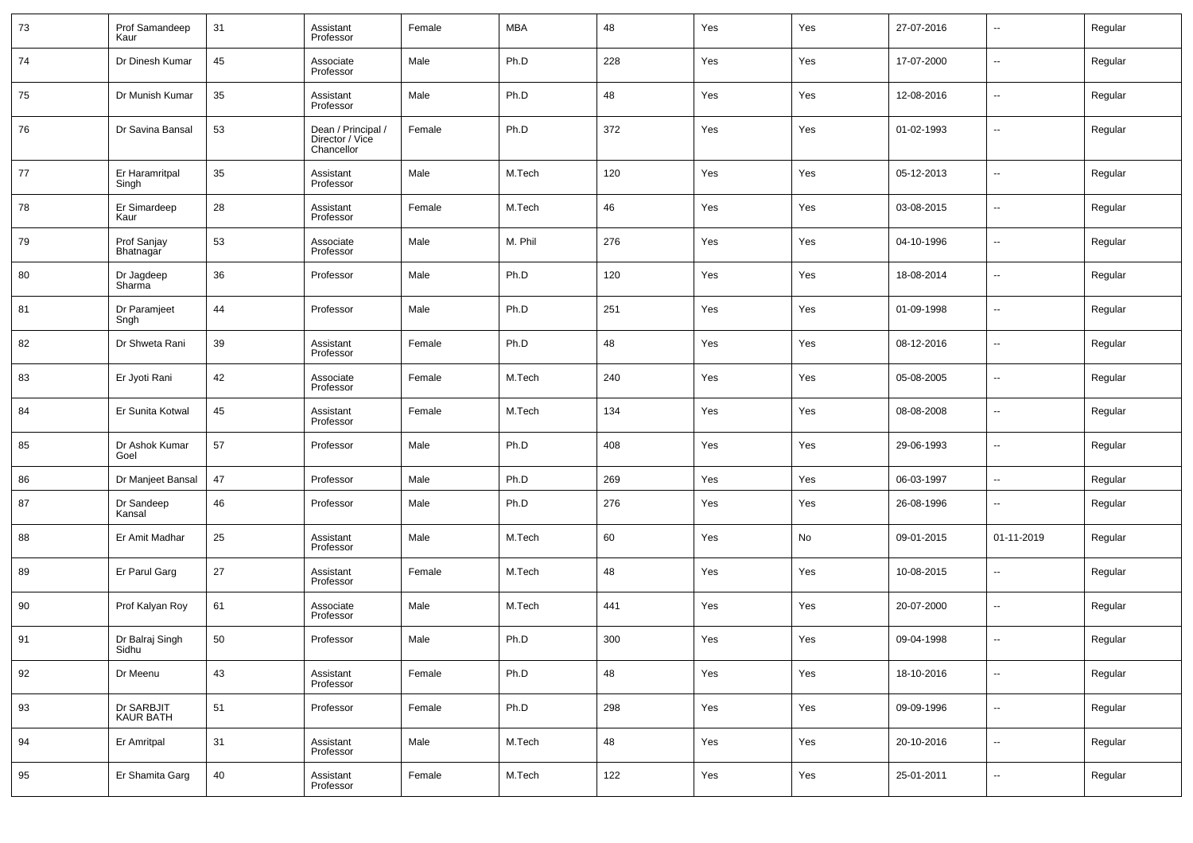| 73 | Prof Samandeep Kaur | 31 | Assistant Professor | Female | MBA | 48 | Yes | Yes | 27-07-2016 | -- | Regular |
|---|---|---|---|---|---|---|---|---|---|---|---|
| 74 | Dr Dinesh Kumar | 45 | Associate Professor | Male | Ph.D | 228 | Yes | Yes | 17-07-2000 | -- | Regular |
| 75 | Dr Munish Kumar | 35 | Assistant Professor | Male | Ph.D | 48 | Yes | Yes | 12-08-2016 | -- | Regular |
| 76 | Dr Savina Bansal | 53 | Dean / Principal / Director / Vice Chancellor | Female | Ph.D | 372 | Yes | Yes | 01-02-1993 | -- | Regular |
| 77 | Er Haramritpal Singh | 35 | Assistant Professor | Male | M.Tech | 120 | Yes | Yes | 05-12-2013 | -- | Regular |
| 78 | Er Simardeep Kaur | 28 | Assistant Professor | Female | M.Tech | 46 | Yes | Yes | 03-08-2015 | -- | Regular |
| 79 | Prof Sanjay Bhatnagar | 53 | Associate Professor | Male | M. Phil | 276 | Yes | Yes | 04-10-1996 | -- | Regular |
| 80 | Dr Jagdeep Sharma | 36 | Professor | Male | Ph.D | 120 | Yes | Yes | 18-08-2014 | -- | Regular |
| 81 | Dr Paramjeet Sngh | 44 | Professor | Male | Ph.D | 251 | Yes | Yes | 01-09-1998 | -- | Regular |
| 82 | Dr Shweta Rani | 39 | Assistant Professor | Female | Ph.D | 48 | Yes | Yes | 08-12-2016 | -- | Regular |
| 83 | Er Jyoti Rani | 42 | Associate Professor | Female | M.Tech | 240 | Yes | Yes | 05-08-2005 | -- | Regular |
| 84 | Er Sunita Kotwal | 45 | Assistant Professor | Female | M.Tech | 134 | Yes | Yes | 08-08-2008 | -- | Regular |
| 85 | Dr Ashok Kumar Goel | 57 | Professor | Male | Ph.D | 408 | Yes | Yes | 29-06-1993 | -- | Regular |
| 86 | Dr Manjeet Bansal | 47 | Professor | Male | Ph.D | 269 | Yes | Yes | 06-03-1997 | -- | Regular |
| 87 | Dr Sandeep Kansal | 46 | Professor | Male | Ph.D | 276 | Yes | Yes | 26-08-1996 | -- | Regular |
| 88 | Er Amit Madhar | 25 | Assistant Professor | Male | M.Tech | 60 | Yes | No | 09-01-2015 | 01-11-2019 | Regular |
| 89 | Er Parul Garg | 27 | Assistant Professor | Female | M.Tech | 48 | Yes | Yes | 10-08-2015 | -- | Regular |
| 90 | Prof Kalyan Roy | 61 | Associate Professor | Male | M.Tech | 441 | Yes | Yes | 20-07-2000 | -- | Regular |
| 91 | Dr Balraj Singh Sidhu | 50 | Professor | Male | Ph.D | 300 | Yes | Yes | 09-04-1998 | -- | Regular |
| 92 | Dr Meenu | 43 | Assistant Professor | Female | Ph.D | 48 | Yes | Yes | 18-10-2016 | -- | Regular |
| 93 | Dr SARBJIT KAUR BATH | 51 | Professor | Female | Ph.D | 298 | Yes | Yes | 09-09-1996 | -- | Regular |
| 94 | Er Amritpal | 31 | Assistant Professor | Male | M.Tech | 48 | Yes | Yes | 20-10-2016 | -- | Regular |
| 95 | Er Shamita Garg | 40 | Assistant Professor | Female | M.Tech | 122 | Yes | Yes | 25-01-2011 | -- | Regular |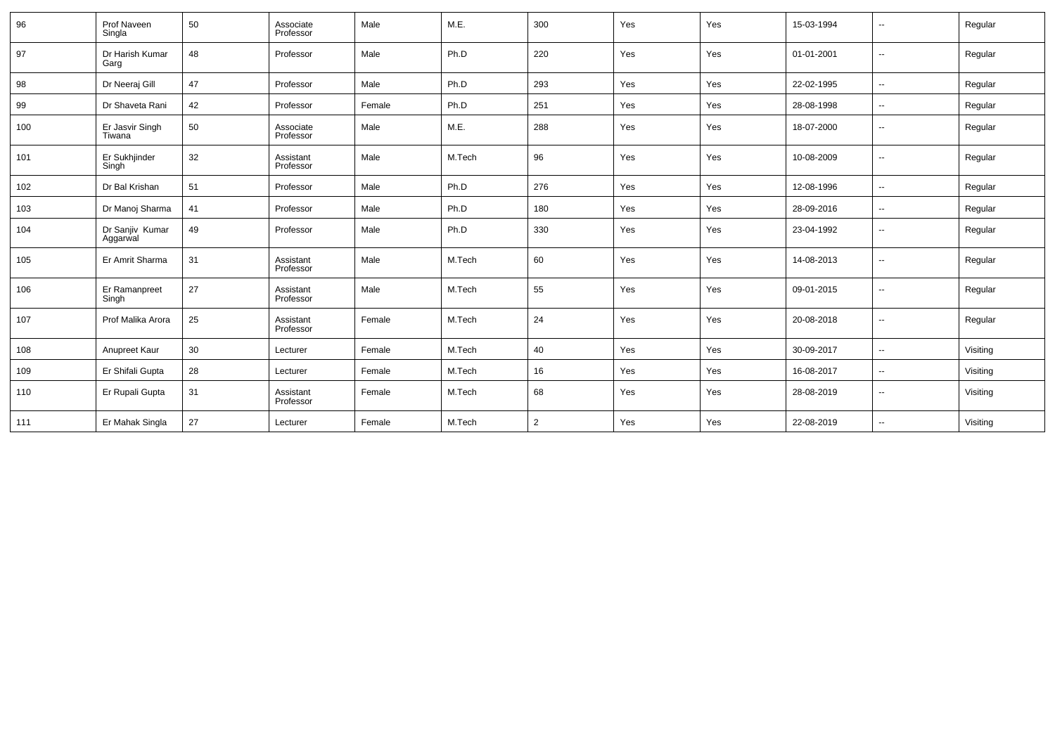| | | | | | | | | | | | |
|---|---|---|---|---|---|---|---|---|---|---|---|
| 96 | Prof Naveen Singla | 50 | Associate Professor | Male | M.E. | 300 | Yes | Yes | 15-03-1994 | -- | Regular |
| 97 | Dr Harish Kumar Garg | 48 | Professor | Male | Ph.D | 220 | Yes | Yes | 01-01-2001 | -- | Regular |
| 98 | Dr Neeraj Gill | 47 | Professor | Male | Ph.D | 293 | Yes | Yes | 22-02-1995 | -- | Regular |
| 99 | Dr Shaveta Rani | 42 | Professor | Female | Ph.D | 251 | Yes | Yes | 28-08-1998 | -- | Regular |
| 100 | Er Jasvir Singh Tiwana | 50 | Associate Professor | Male | M.E. | 288 | Yes | Yes | 18-07-2000 | -- | Regular |
| 101 | Er Sukhjinder Singh | 32 | Assistant Professor | Male | M.Tech | 96 | Yes | Yes | 10-08-2009 | -- | Regular |
| 102 | Dr Bal Krishan | 51 | Professor | Male | Ph.D | 276 | Yes | Yes | 12-08-1996 | -- | Regular |
| 103 | Dr Manoj Sharma | 41 | Professor | Male | Ph.D | 180 | Yes | Yes | 28-09-2016 | -- | Regular |
| 104 | Dr Sanjiv Kumar Aggarwal | 49 | Professor | Male | Ph.D | 330 | Yes | Yes | 23-04-1992 | -- | Regular |
| 105 | Er Amrit Sharma | 31 | Assistant Professor | Male | M.Tech | 60 | Yes | Yes | 14-08-2013 | -- | Regular |
| 106 | Er Ramanpreet Singh | 27 | Assistant Professor | Male | M.Tech | 55 | Yes | Yes | 09-01-2015 | -- | Regular |
| 107 | Prof Malika Arora | 25 | Assistant Professor | Female | M.Tech | 24 | Yes | Yes | 20-08-2018 | -- | Regular |
| 108 | Anupreet Kaur | 30 | Lecturer | Female | M.Tech | 40 | Yes | Yes | 30-09-2017 | -- | Visiting |
| 109 | Er Shifali Gupta | 28 | Lecturer | Female | M.Tech | 16 | Yes | Yes | 16-08-2017 | -- | Visiting |
| 110 | Er Rupali Gupta | 31 | Assistant Professor | Female | M.Tech | 68 | Yes | Yes | 28-08-2019 | -- | Visiting |
| 111 | Er Mahak Singla | 27 | Lecturer | Female | M.Tech | 2 | Yes | Yes | 22-08-2019 | -- | Visiting |